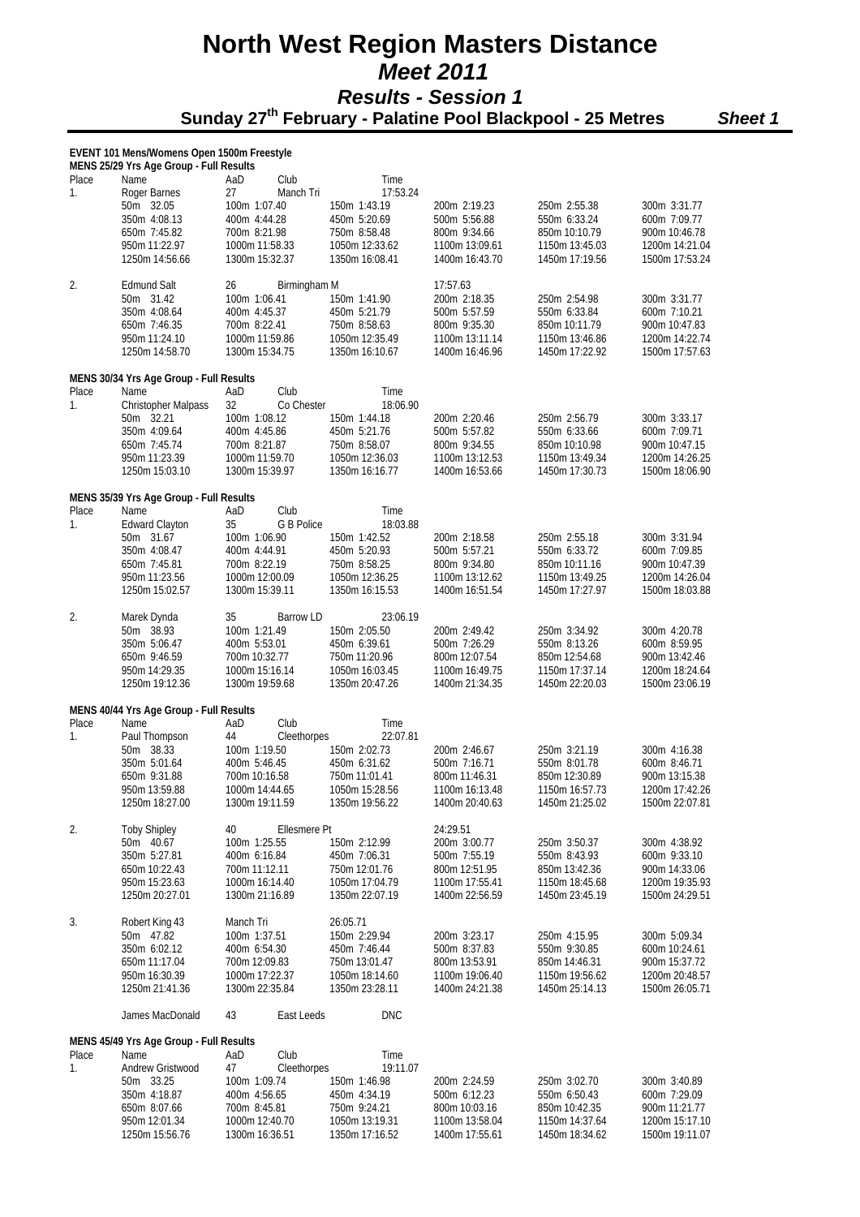# North West Region Masters Distance Meet 2011

## Results - Session 1

### Sunday 27th February - Palatine Pool Blackpool - 25 Metres *Sheet 1*

**EVENT 101 Mens/Womens Open 1500m Freestyle**

**MENS 25/29 Yrs Age Group - Full Results**

| Place | Name | AaD | Club | Time | | | |
|---|---|---|---|---|---|---|---|
| 1. | Roger Barnes | 27 | Manch Tri | 17:53.24 | | | |
| | 50m 32.05 | 100m 1:07.40 | | 150m 1:43.19 | 200m 2:19.23 | 250m 2:55.38 | 300m 3:31.77 |
| | 350m 4:08.13 | 400m 4:44.28 | | 450m 5:20.69 | 500m 5:56.88 | 550m 6:33.24 | 600m 7:09.77 |
| | 650m 7:45.82 | 700m 8:21.98 | | 750m 8:58.48 | 800m 9:34.66 | 850m 10:10.79 | 900m 10:46.78 |
| | 950m 11:22.97 | 1000m 11:58.33 | | 1050m 12:33.62 | 1100m 13:09.61 | 1150m 13:45.03 | 1200m 14:21.04 |
| | 1250m 14:56.66 | 1300m 15:32.37 | | 1350m 16:08.41 | 1400m 16:43.70 | 1450m 17:19.56 | 1500m 17:53.24 |
| 2. | Edmund Salt | 26 | Birmingham M | | 17:57.63 | | |
| | 50m 31.42 | 100m 1:06.41 | | 150m 1:41.90 | 200m 2:18.35 | 250m 2:54.98 | 300m 3:31.77 |
| | 350m 4:08.64 | 400m 4:45.37 | | 450m 5:21.79 | 500m 5:57.59 | 550m 6:33.84 | 600m 7:10.21 |
| | 650m 7:46.35 | 700m 8:22.41 | | 750m 8:58.63 | 800m 9:35.30 | 850m 10:11.79 | 900m 10:47.83 |
| | 950m 11:24.10 | 1000m 11:59.86 | | 1050m 12:35.49 | 1100m 13:11.14 | 1150m 13:46.86 | 1200m 14:22.74 |
| | 1250m 14:58.70 | 1300m 15:34.75 | | 1350m 16:10.67 | 1400m 16:46.96 | 1450m 17:22.92 | 1500m 17:57.63 |

**MENS 30/34 Yrs Age Group - Full Results**

| Place | Name | AaD | Club | Time | | | |
|---|---|---|---|---|---|---|---|
| 1. | Christopher Malpass | 32 | Co Chester | 18:06.90 | | | |
| | 50m 32.21 | 100m 1:08.12 | | 150m 1:44.18 | 200m 2:20.46 | 250m 2:56.79 | 300m 3:33.17 |
| | 350m 4:09.64 | 400m 4:45.86 | | 450m 5:21.76 | 500m 5:57.82 | 550m 6:33.66 | 600m 7:09.71 |
| | 650m 7:45.74 | 700m 8:21.87 | | 750m 8:58.07 | 800m 9:34.55 | 850m 10:10.98 | 900m 10:47.15 |
| | 950m 11:23.39 | 1000m 11:59.70 | | 1050m 12:36.03 | 1100m 13:12.53 | 1150m 13:49.34 | 1200m 14:26.25 |
| | 1250m 15:03.10 | 1300m 15:39.97 | | 1350m 16:16.77 | 1400m 16:53.66 | 1450m 17:30.73 | 1500m 18:06.90 |

**MENS 35/39 Yrs Age Group - Full Results**

| Place | Name | AaD | Club | Time | | | |
|---|---|---|---|---|---|---|---|
| 1. | Edward Clayton | 35 | G B Police | 18:03.88 | | | |
| | 50m 31.67 | 100m 1:06.90 | | 150m 1:42.52 | 200m 2:18.58 | 250m 2:55.18 | 300m 3:31.94 |
| | 350m 4:08.47 | 400m 4:44.91 | | 450m 5:20.93 | 500m 5:57.21 | 550m 6:33.72 | 600m 7:09.85 |
| | 650m 7:45.81 | 700m 8:22.19 | | 750m 8:58.25 | 800m 9:34.80 | 850m 10:11.16 | 900m 10:47.39 |
| | 950m 11:23.56 | 1000m 12:00.09 | | 1050m 12:36.25 | 1100m 13:12.62 | 1150m 13:49.25 | 1200m 14:26.04 |
| | 1250m 15:02.57 | 1300m 15:39.11 | | 1350m 16:15.53 | 1400m 16:51.54 | 1450m 17:27.97 | 1500m 18:03.88 |
| 2. | Marek Dynda | 35 | Barrow LD | 23:06.19 | | | |
| | 50m 38.93 | 100m 1:21.49 | | 150m 2:05.50 | 200m 2:49.42 | 250m 3:34.92 | 300m 4:20.78 |
| | 350m 5:06.47 | 400m 5:53.01 | | 450m 6:39.61 | 500m 7:26.29 | 550m 8:13.26 | 600m 8:59.95 |
| | 650m 9:46.59 | 700m 10:32.77 | | 750m 11:20.96 | 800m 12:07.54 | 850m 12:54.68 | 900m 13:42.46 |
| | 950m 14:29.35 | 1000m 15:16.14 | | 1050m 16:03.45 | 1100m 16:49.75 | 1150m 17:37.14 | 1200m 18:24.64 |
| | 1250m 19:12.36 | 1300m 19:59.68 | | 1350m 20:47.26 | 1400m 21:34.35 | 1450m 22:20.03 | 1500m 23:06.19 |

**MENS 40/44 Yrs Age Group - Full Results**

| Place | Name | AaD | Club | Time | | | |
|---|---|---|---|---|---|---|---|
| 1. | Paul Thompson | 44 | Cleethorpes | 22:07.81 | | | |
| | 50m 38.33 | 100m 1:19.50 | | 150m 2:02.73 | 200m 2:46.67 | 250m 3:21.19 | 300m 4:16.38 |
| | 350m 5:01.64 | 400m 5:46.45 | | 450m 6:31.62 | 500m 7:16.71 | 550m 8:01.78 | 600m 8:46.71 |
| | 650m 9:31.88 | 700m 10:16.58 | | 750m 11:01.41 | 800m 11:46.31 | 850m 12:30.89 | 900m 13:15.38 |
| | 950m 13:59.88 | 1000m 14:44.65 | | 1050m 15:28.56 | 1100m 16:13.48 | 1150m 16:57.73 | 1200m 17:42.26 |
| | 1250m 18:27.00 | 1300m 19:11.59 | | 1350m 19:56.22 | 1400m 20:40.63 | 1450m 21:25.02 | 1500m 22:07.81 |
| 2. | Toby Shipley | 40 | Ellesmere Pt | | 24:29.51 | | |
| | 50m 40.67 | 100m 1:25.55 | | 150m 2:12.99 | 200m 3:00.77 | 250m 3:50.37 | 300m 4:38.92 |
| | 350m 5:27.81 | 400m 6:16.84 | | 450m 7:06.31 | 500m 7:55.19 | 550m 8:43.93 | 600m 9:33.10 |
| | 650m 10:22.43 | 700m 11:12.11 | | 750m 12:01.76 | 800m 12:51.95 | 850m 13:42.36 | 900m 14:33.06 |
| | 950m 15:23.63 | 1000m 16:14.40 | | 1050m 17:04.79 | 1100m 17:55.41 | 1150m 18:45.68 | 1200m 19:35.93 |
| | 1250m 20:27.01 | 1300m 21:16.89 | | 1350m 22:07.19 | 1400m 22:56.59 | 1450m 23:45.19 | 1500m 24:29.51 |
| 3. | Robert King 43 | Manch Tri | | 26:05.71 | | | |
| | 50m 47.82 | 100m 1:37.51 | | 150m 2:29.94 | 200m 3:23.17 | 250m 4:15.95 | 300m 5:09.34 |
| | 350m 6:02.12 | 400m 6:54.30 | | 450m 7:46.44 | 500m 8:37.83 | 550m 9:30.85 | 600m 10:24.61 |
| | 650m 11:17.04 | 700m 12:09.83 | | 750m 13:01.47 | 800m 13:53.91 | 850m 14:46.31 | 900m 15:37.72 |
| | 950m 16:30.39 | 1000m 17:22.37 | | 1050m 18:14.60 | 1100m 19:06.40 | 1150m 19:56.62 | 1200m 20:48.57 |
| | 1250m 21:41.36 | 1300m 22:35.84 | | 1350m 23:28.11 | 1400m 24:21.38 | 1450m 25:14.13 | 1500m 26:05.71 |
| | James MacDonald | 43 | East Leeds | DNC | | | |

**MENS 45/49 Yrs Age Group - Full Results**

| Place | Name | AaD | Club | Time | | | |
|---|---|---|---|---|---|---|---|
| 1. | Andrew Gristwood | 47 | Cleethorpes | 19:11.07 | | | |
| | 50m 33.25 | 100m 1:09.74 | | 150m 1:46.98 | 200m 2:24.59 | 250m 3:02.70 | 300m 3:40.89 |
| | 350m 4:18.87 | 400m 4:56.65 | | 450m 4:34.19 | 500m 6:12.23 | 550m 6:50.43 | 600m 7:29.09 |
| | 650m 8:07.66 | 700m 8:45.81 | | 750m 9:24.21 | 800m 10:03.16 | 850m 10:42.35 | 900m 11:21.77 |
| | 950m 12:01.34 | 1000m 12:40.70 | | 1050m 13:19.31 | 1100m 13:58.04 | 1150m 14:37.64 | 1200m 15:17.10 |
| | 1250m 15:56.76 | 1300m 16:36.51 | | 1350m 17:16.52 | 1400m 17:55.61 | 1450m 18:34.62 | 1500m 19:11.07 |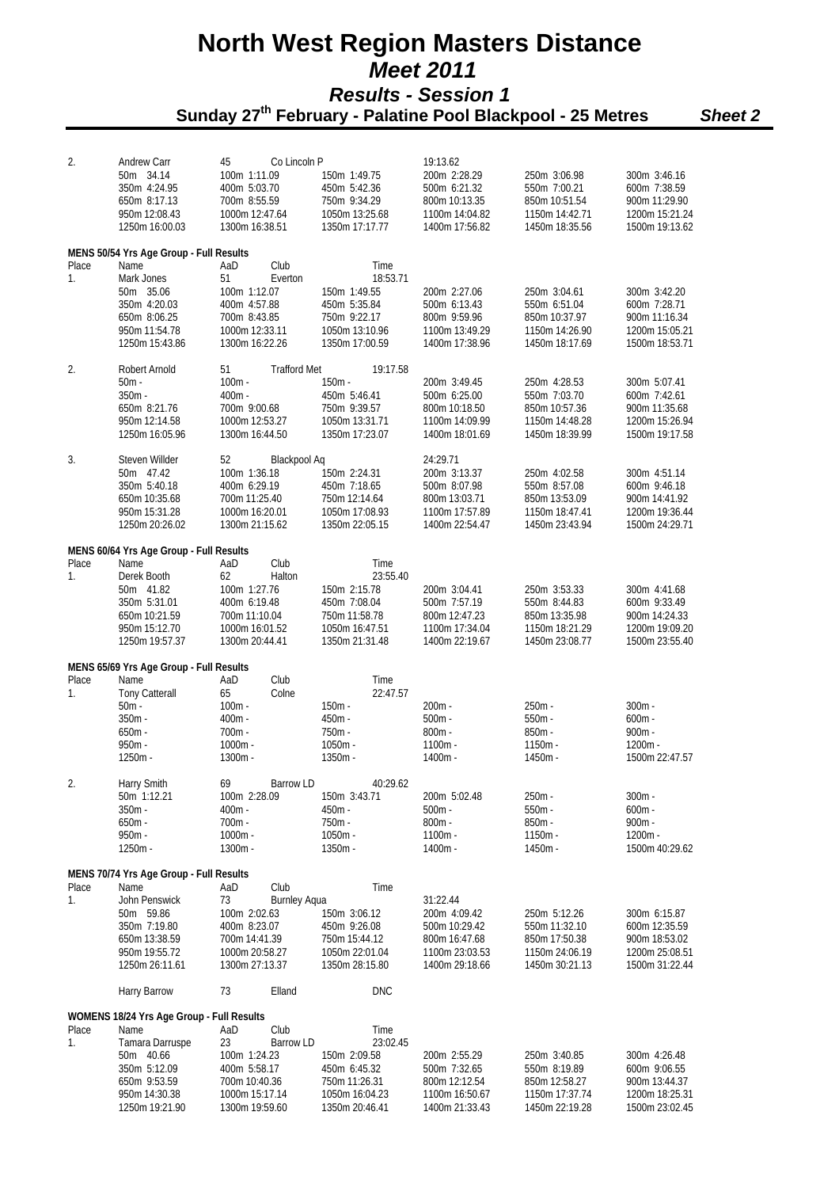# North West Region Masters Distance *Meet 2011*

## *Results - Session 1*

### Sunday 27th February - Palatine Pool Blackpool - 25 Metres *Sheet 2*

| Place | Name | AaD | Club | Time | | |
|---|---|---|---|---|---|---|
| 2. | Andrew Carr | 45 | Co Lincoln P | 19:13.62 | | |
| | 50m 34.14 | 100m 1:11.09 | 150m 1:49.75 | 200m 2:28.29 | 250m 3:06.98 | 300m 3:46.16 |
| | 350m 4:24.95 | 400m 5:03.70 | 450m 5:42.36 | 500m 6:21.32 | 550m 7:00.21 | 600m 7:38.59 |
| | 650m 8:17.13 | 700m 8:55.59 | 750m 9:34.29 | 800m 10:13.35 | 850m 10:51.54 | 900m 11:29.90 |
| | 950m 12:08.43 | 1000m 12:47.64 | 1050m 13:25.68 | 1100m 14:04.82 | 1150m 14:42.71 | 1200m 15:21.24 |
| | 1250m 16:00.03 | 1300m 16:38.51 | 1350m 17:17.77 | 1400m 17:56.82 | 1450m 18:35.56 | 1500m 19:13.62 |

**MENS 50/54 Yrs Age Group - Full Results**

| Place | Name | AaD | Club | Time | | |
|---|---|---|---|---|---|---|
| 1. | Mark Jones | 51 | Everton | 18:53.71 | | |
| | 50m 35.06 | 100m 1:12.07 | 150m 1:49.55 | 200m 2:27.06 | 250m 3:04.61 | 300m 3:42.20 |
| | 350m 4:20.03 | 400m 4:57.88 | 450m 5:35.84 | 500m 6:13.43 | 550m 6:51.04 | 600m 7:28.71 |
| | 650m 8:06.25 | 700m 8:43.85 | 750m 9:22.17 | 800m 9:59.96 | 850m 10:37.97 | 900m 11:16.34 |
| | 950m 11:54.78 | 1000m 12:33.11 | 1050m 13:10.96 | 1100m 13:49.29 | 1150m 14:26.90 | 1200m 15:05.21 |
| | 1250m 15:43.86 | 1300m 16:22.26 | 1350m 17:00.59 | 1400m 17:38.96 | 1450m 18:17.69 | 1500m 18:53.71 |
| 2. | Robert Arnold | 51 | Trafford Met | 19:17.58 | | |
| | 50m - | 100m - | 150m - | 200m 3:49.45 | 250m 4:28.53 | 300m 5:07.41 |
| | 350m - | 400m - | 450m 5:46.41 | 500m 6:25.00 | 550m 7:03.70 | 600m 7:42.61 |
| | 650m 8:21.76 | 700m 9:00.68 | 750m 9:39.57 | 800m 10:18.50 | 850m 10:57.36 | 900m 11:35.68 |
| | 950m 12:14.58 | 1000m 12:53.27 | 1050m 13:31.71 | 1100m 14:09.99 | 1150m 14:48.28 | 1200m 15:26.94 |
| | 1250m 16:05.96 | 1300m 16:44.50 | 1350m 17:23.07 | 1400m 18:01.69 | 1450m 18:39.99 | 1500m 19:17.58 |
| 3. | Steven Willder | 52 | Blackpool Aq | 24:29.71 | | |
| | 50m 47.42 | 100m 1:36.18 | 150m 2:24.31 | 200m 3:13.37 | 250m 4:02.58 | 300m 4:51.14 |
| | 350m 5:40.18 | 400m 6:29.19 | 450m 7:18.65 | 500m 8:07.98 | 550m 8:57.08 | 600m 9:46.18 |
| | 650m 10:35.68 | 700m 11:25.40 | 750m 12:14.64 | 800m 13:03.71 | 850m 13:53.09 | 900m 14:41.92 |
| | 950m 15:31.28 | 1000m 16:20.01 | 1050m 17:08.93 | 1100m 17:57.89 | 1150m 18:47.41 | 1200m 19:36.44 |
| | 1250m 20:26.02 | 1300m 21:15.62 | 1350m 22:05.15 | 1400m 22:54.47 | 1450m 23:43.94 | 1500m 24:29.71 |

**MENS 60/64 Yrs Age Group - Full Results**

| Place | Name | AaD | Club | Time | | |
|---|---|---|---|---|---|---|
| 1. | Derek Booth | 62 | Halton | 23:55.40 | | |
| | 50m 41.82 | 100m 1:27.76 | 150m 2:15.78 | 200m 3:04.41 | 250m 3:53.33 | 300m 4:41.68 |
| | 350m 5:31.01 | 400m 6:19.48 | 450m 7:08.04 | 500m 7:57.19 | 550m 8:44.83 | 600m 9:33.49 |
| | 650m 10:21.59 | 700m 11:10.04 | 750m 11:58.78 | 800m 12:47.23 | 850m 13:35.98 | 900m 14:24.33 |
| | 950m 15:12.70 | 1000m 16:01.52 | 1050m 16:47.51 | 1100m 17:34.04 | 1150m 18:21.29 | 1200m 19:09.20 |
| | 1250m 19:57.37 | 1300m 20:44.41 | 1350m 21:31.48 | 1400m 22:19.67 | 1450m 23:08.77 | 1500m 23:55.40 |

**MENS 65/69 Yrs Age Group - Full Results**

| Place | Name | AaD | Club | Time | | |
|---|---|---|---|---|---|---|
| 1. | Tony Catterall | 65 | Colne | 22:47.57 | | |
| | 50m - | 100m - | 150m - | 200m - | 250m - | 300m - |
| | 350m - | 400m - | 450m - | 500m - | 550m - | 600m - |
| | 650m - | 700m - | 750m - | 800m - | 850m - | 900m - |
| | 950m - | 1000m - | 1050m - | 1100m - | 1150m - | 1200m - |
| | 1250m - | 1300m - | 1350m - | 1400m - | 1450m - | 1500m 22:47.57 |
| 2. | Harry Smith | 69 | Barrow LD | 40:29.62 | | |
| | 50m 1:12.21 | 100m 2:28.09 | 150m 3:43.71 | 200m 5:02.48 | 250m - | 300m - |
| | 350m - | 400m - | 450m - | 500m - | 550m - | 600m - |
| | 650m - | 700m - | 750m - | 800m - | 850m - | 900m - |
| | 950m - | 1000m - | 1050m - | 1100m - | 1150m - | 1200m - |
| | 1250m - | 1300m - | 1350m - | 1400m - | 1450m - | 1500m 40:29.62 |

**MENS 70/74 Yrs Age Group - Full Results**

| Place | Name | AaD | Club | Time | | |
|---|---|---|---|---|---|---|
| 1. | John Penswick | 73 | Burnley Aqua | 31:22.44 | | |
| | 50m 59.86 | 100m 2:02.63 | 150m 3:06.12 | 200m 4:09.42 | 250m 5:12.26 | 300m 6:15.87 |
| | 350m 7:19.80 | 400m 8:23.07 | 450m 9:26.08 | 500m 10:29.42 | 550m 11:32.10 | 600m 12:35.59 |
| | 650m 13:38.59 | 700m 14:41.39 | 750m 15:44.12 | 800m 16:47.68 | 850m 17:50.38 | 900m 18:53.02 |
| | 950m 19:55.72 | 1000m 20:58.27 | 1050m 22:01.04 | 1100m 23:03.53 | 1150m 24:06.19 | 1200m 25:08.51 |
| | 1250m 26:11.61 | 1300m 27:13.37 | 1350m 28:15.80 | 1400m 29:18.66 | 1450m 30:21.13 | 1500m 31:22.44 |
| | Harry Barrow | 73 | Elland | DNC | | |

**WOMENS 18/24 Yrs Age Group - Full Results**

| Place | Name | AaD | Club | Time | | |
|---|---|---|---|---|---|---|
| 1. | Tamara Darruspe | 23 | Barrow LD | 23:02.45 | | |
| | 50m 40.66 | 100m 1:24.23 | 150m 2:09.58 | 200m 2:55.29 | 250m 3:40.85 | 300m 4:26.48 |
| | 350m 5:12.09 | 400m 5:58.17 | 450m 6:45.32 | 500m 7:32.65 | 550m 8:19.89 | 600m 9:06.55 |
| | 650m 9:53.59 | 700m 10:40.36 | 750m 11:26.31 | 800m 12:12.54 | 850m 12:58.27 | 900m 13:44.37 |
| | 950m 14:30.38 | 1000m 15:17.14 | 1050m 16:04.23 | 1100m 16:50.67 | 1150m 17:37.74 | 1200m 18:25.31 |
| | 1250m 19:21.90 | 1300m 19:59.60 | 1350m 20:46.41 | 1400m 21:33.43 | 1450m 22:19.28 | 1500m 23:02.45 |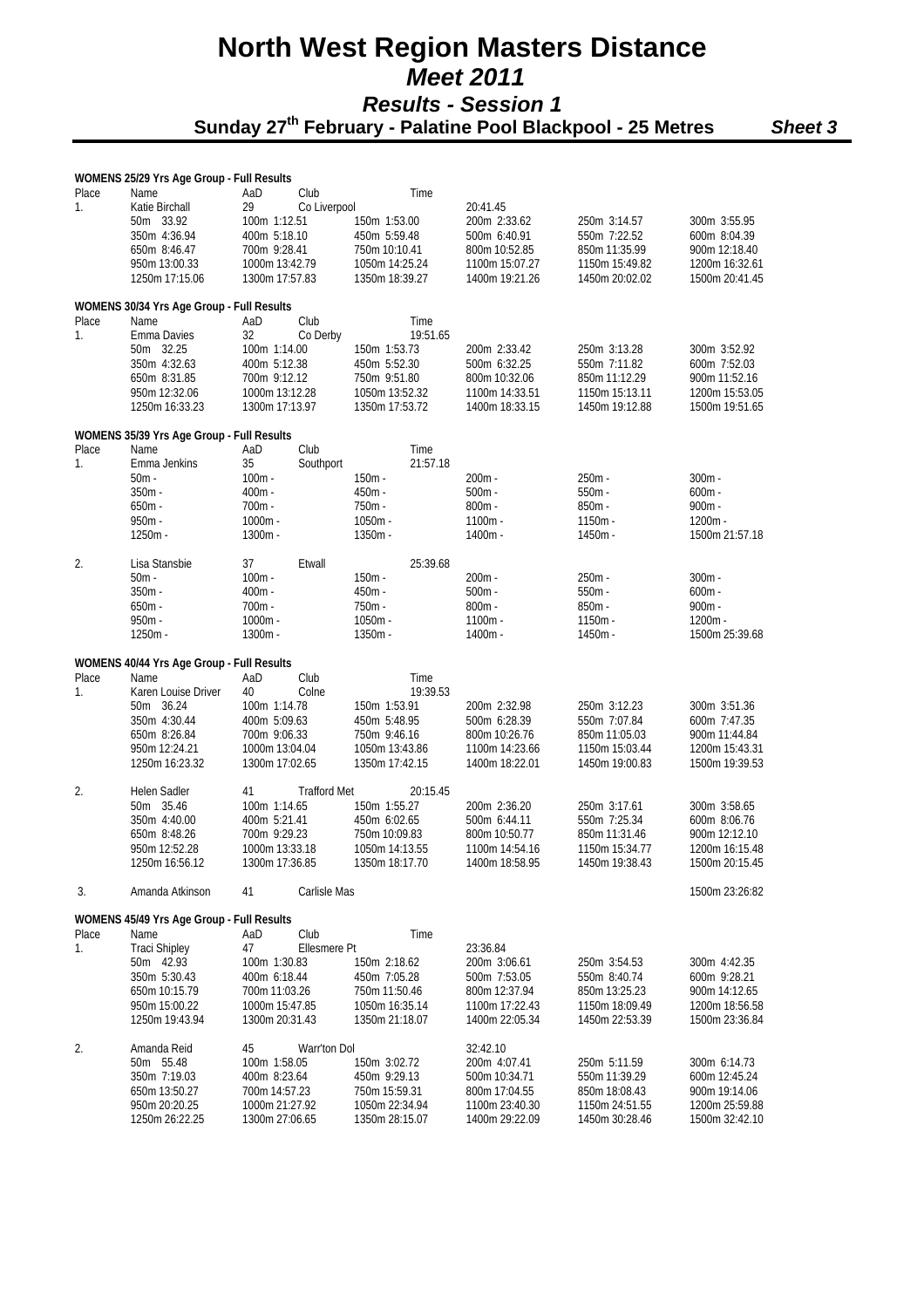# North West Region Masters Distance *Meet 2011*

## *Results - Session 1*

**Sunday 27th February - Palatine Pool Blackpool - 25 Metres** ***Sheet 3***

**WOMENS 25/29 Yrs Age Group - Full Results**

| Place | Name | AaD | Club | Time | | | |
|---|---|---|---|---|---|---|---|
| 1. | Katie Birchall | 29 | Co Liverpool | | 20:41.45 | | |
| | 50m 33.92 | 100m 1:12.51 | | 150m 1:53.00 | 200m 2:33.62 | 250m 3:14.57 | 300m 3:55.95 |
| | 350m 4:36.94 | 400m 5:18.10 | | 450m 5:59.48 | 500m 6:40.91 | 550m 7:22.52 | 600m 8:04.39 |
| | 650m 8:46.47 | 700m 9:28.41 | | 750m 10:10.41 | 800m 10:52.85 | 850m 11:35.99 | 900m 12:18.40 |
| | 950m 13:00.33 | 1000m 13:42.79 | | 1050m 14:25.24 | 1100m 15:07.27 | 1150m 15:49.82 | 1200m 16:32.61 |
| | 1250m 17:15.06 | 1300m 17:57.83 | | 1350m 18:39.27 | 1400m 19:21.26 | 1450m 20:02.02 | 1500m 20:41.45 |

**WOMENS 30/34 Yrs Age Group - Full Results**

| Place | Name | AaD | Club | Time | | | |
|---|---|---|---|---|---|---|---|
| 1. | Emma Davies | 32 | Co Derby | 19:51.65 | | | |
| | 50m 32.25 | 100m 1:14.00 | | 150m 1:53.73 | 200m 2:33.42 | 250m 3:13.28 | 300m 3:52.92 |
| | 350m 4:32.63 | 400m 5:12.38 | | 450m 5:52.30 | 500m 6:32.25 | 550m 7:11.82 | 600m 7:52.03 |
| | 650m 8:31.85 | 700m 9:12.12 | | 750m 9:51.80 | 800m 10:32.06 | 850m 11:12.29 | 900m 11:52.16 |
| | 950m 12:32.06 | 1000m 13:12.28 | | 1050m 13:52.32 | 1100m 14:33.51 | 1150m 15:13.11 | 1200m 15:53.05 |
| | 1250m 16:33.23 | 1300m 17:13.97 | | 1350m 17:53.72 | 1400m 18:33.15 | 1450m 19:12.88 | 1500m 19:51.65 |

**WOMENS 35/39 Yrs Age Group - Full Results**

| Place | Name | AaD | Club | Time | | | |
|---|---|---|---|---|---|---|---|
| 1. | Emma Jenkins | 35 | Southport | 21:57.18 | | | |
| | 50m - | 100m - | | 150m - | 200m - | 250m - | 300m - |
| | 350m - | 400m - | | 450m - | 500m - | 550m - | 600m - |
| | 650m - | 700m - | | 750m - | 800m - | 850m - | 900m - |
| | 950m - | 1000m - | | 1050m - | 1100m - | 1150m - | 1200m - |
| | 1250m - | 1300m - | | 1350m - | 1400m - | 1450m - | 1500m 21:57.18 |
| 2. | Lisa Stansbie | 37 | Etwall | 25:39.68 | | | |
| | 50m - | 100m - | | 150m - | 200m - | 250m - | 300m - |
| | 350m - | 400m - | | 450m - | 500m - | 550m - | 600m - |
| | 650m - | 700m - | | 750m - | 800m - | 850m - | 900m - |
| | 950m - | 1000m - | | 1050m - | 1100m - | 1150m - | 1200m - |
| | 1250m - | 1300m - | | 1350m - | 1400m - | 1450m - | 1500m 25:39.68 |

**WOMENS 40/44 Yrs Age Group - Full Results**

| Place | Name | AaD | Club | Time | | | |
|---|---|---|---|---|---|---|---|
| 1. | Karen Louise Driver | 40 | Colne | 19:39.53 | | | |
| | 50m 36.24 | 100m 1:14.78 | | 150m 1:53.91 | 200m 2:32.98 | 250m 3:12.23 | 300m 3:51.36 |
| | 350m 4:30.44 | 400m 5:09.63 | | 450m 5:48.95 | 500m 6:28.39 | 550m 7:07.84 | 600m 7:47.35 |
| | 650m 8:26.84 | 700m 9:06.33 | | 750m 9:46.16 | 800m 10:26.76 | 850m 11:05.03 | 900m 11:44.84 |
| | 950m 12:24.21 | 1000m 13:04.04 | | 1050m 13:43.86 | 1100m 14:23.66 | 1150m 15:03.44 | 1200m 15:43.31 |
| | 1250m 16:23.32 | 1300m 17:02.65 | | 1350m 17:42.15 | 1400m 18:22.01 | 1450m 19:00.83 | 1500m 19:39.53 |
| 2. | Helen Sadler | 41 | Trafford Met | 20:15.45 | | | |
| | 50m 35.46 | 100m 1:14.65 | | 150m 1:55.27 | 200m 2:36.20 | 250m 3:17.61 | 300m 3:58.65 |
| | 350m 4:40.00 | 400m 5:21.41 | | 450m 6:02.65 | 500m 6:44.11 | 550m 7:25.34 | 600m 8:06.76 |
| | 650m 8:48.26 | 700m 9:29.23 | | 750m 10:09.83 | 800m 10:50.77 | 850m 11:31.46 | 900m 12:12.10 |
| | 950m 12:52.28 | 1000m 13:33.18 | | 1050m 14:13.55 | 1100m 14:54.16 | 1150m 15:34.77 | 1200m 16:15.48 |
| | 1250m 16:56.12 | 1300m 17:36.85 | | 1350m 18:17.70 | 1400m 18:58.95 | 1450m 19:38.43 | 1500m 20:15.45 |
| 3. | Amanda Atkinson | 41 | Carlisle Mas | | | | 1500m 23:26:82 |

**WOMENS 45/49 Yrs Age Group - Full Results**

| Place | Name | AaD | Club | Time | | | |
|---|---|---|---|---|---|---|---|
| 1. | Traci Shipley | 47 | Ellesmere Pt | | 23:36.84 | | |
| | 50m 42.93 | 100m 1:30.83 | | 150m 2:18.62 | 200m 3:06.61 | 250m 3:54.53 | 300m 4:42.35 |
| | 350m 5:30.43 | 400m 6:18.44 | | 450m 7:05.28 | 500m 7:53.05 | 550m 8:40.74 | 600m 9:28.21 |
| | 650m 10:15.79 | 700m 11:03.26 | | 750m 11:50.46 | 800m 12:37.94 | 850m 13:25.23 | 900m 14:12.65 |
| | 950m 15:00.22 | 1000m 15:47.85 | | 1050m 16:35.14 | 1100m 17:22.43 | 1150m 18:09.49 | 1200m 18:56.58 |
| | 1250m 19:43.94 | 1300m 20:31.43 | | 1350m 21:18.07 | 1400m 22:05.34 | 1450m 22:53.39 | 1500m 23:36.84 |
| 2. | Amanda Reid | 45 | Warr'ton Dol | | 32:42.10 | | |
| | 50m 55.48 | 100m 1:58.05 | | 150m 3:02.72 | 200m 4:07.41 | 250m 5:11.59 | 300m 6:14.73 |
| | 350m 7:19.03 | 400m 8:23.64 | | 450m 9:29.13 | 500m 10:34.71 | 550m 11:39.29 | 600m 12:45.24 |
| | 650m 13:50.27 | 700m 14:57.23 | | 750m 15:59.31 | 800m 17:04.55 | 850m 18:08.43 | 900m 19:14.06 |
| | 950m 20:20.25 | 1000m 21:27.92 | | 1050m 22:34.94 | 1100m 23:40.30 | 1150m 24:51.55 | 1200m 25:59.88 |
| | 1250m 26:22.25 | 1300m 27:06.65 | | 1350m 28:15.07 | 1400m 29:22.09 | 1450m 30:28.46 | 1500m 32:42.10 |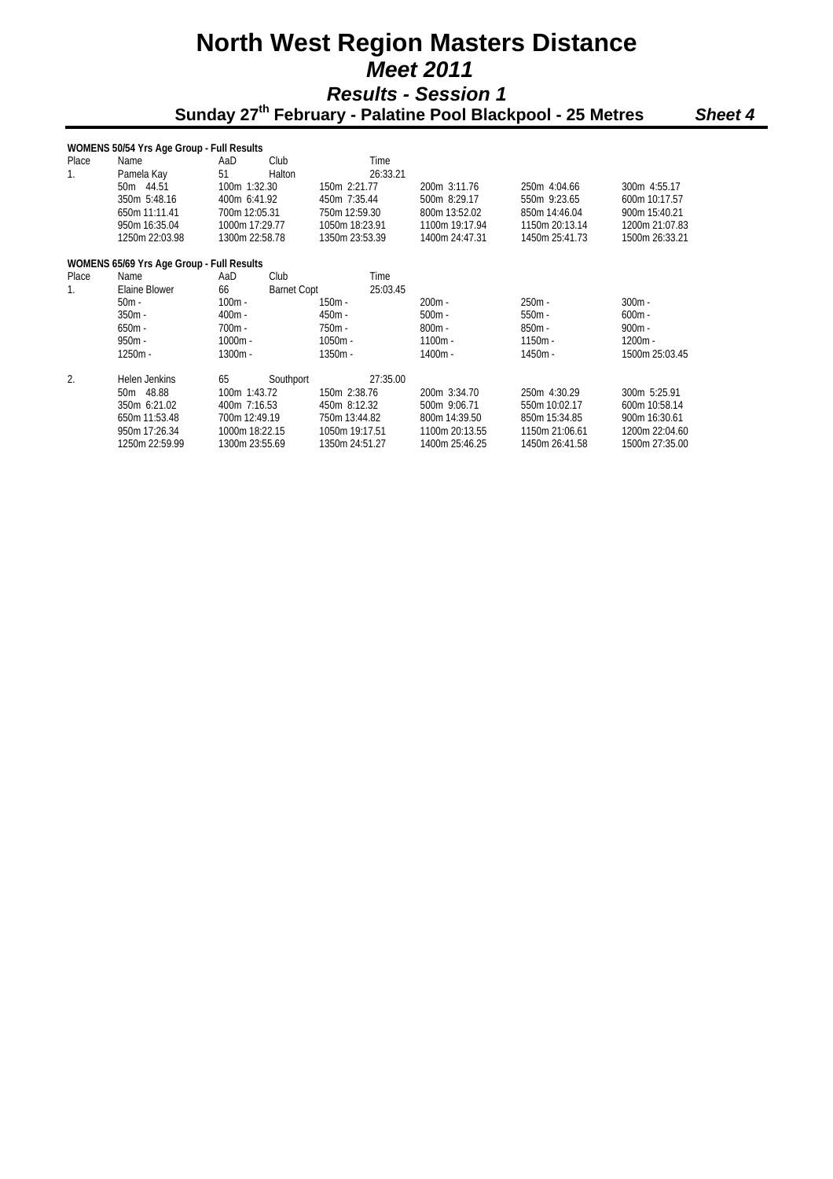# North West Region Masters Distance *Meet 2011*

## *Results - Session 1*

### Sunday 27th February - Palatine Pool Blackpool - 25 Metres *Sheet 4*

**WOMENS 50/54 Yrs Age Group - Full Results**

| Place | Name | AaD | Club | Time | | |
|---|---|---|---|---|---|---|
| 1. | Pamela Kay | 51 | Halton | 26:33.21 | | |
| | 50m 44.51 | 100m 1:32.30 | 150m 2:21.77 | 200m 3:11.76 | 250m 4:04.66 | 300m 4:55.17 |
| | 350m 5:48.16 | 400m 6:41.92 | 450m 7:35.44 | 500m 8:29.17 | 550m 9:23.65 | 600m 10:17.57 |
| | 650m 11:11.41 | 700m 12:05.31 | 750m 12:59.30 | 800m 13:52.02 | 850m 14:46.04 | 900m 15:40.21 |
| | 950m 16:35.04 | 1000m 17:29.77 | 1050m 18:23.91 | 1100m 19:17.94 | 1150m 20:13.14 | 1200m 21:07.83 |
| | 1250m 22:03.98 | 1300m 22:58.78 | 1350m 23:53.39 | 1400m 24:47.31 | 1450m 25:41.73 | 1500m 26:33.21 |

**WOMENS 65/69 Yrs Age Group - Full Results**

| Place | Name | AaD | Club | Time | | |
|---|---|---|---|---|---|---|
| 1. | Elaine Blower | 66 | Barnet Copt | 25:03.45 | | |
| | 50m - | 100m - | 150m - | 200m - | 250m - | 300m - |
| | 350m - | 400m - | 450m - | 500m - | 550m - | 600m - |
| | 650m - | 700m - | 750m - | 800m - | 850m - | 900m - |
| | 950m - | 1000m - | 1050m - | 1100m - | 1150m - | 1200m - |
| | 1250m - | 1300m - | 1350m - | 1400m - | 1450m - | 1500m 25:03.45 |
| 2. | Helen Jenkins | 65 | Southport | 27:35.00 | | |
| | 50m 48.88 | 100m 1:43.72 | 150m 2:38.76 | 200m 3:34.70 | 250m 4:30.29 | 300m 5:25.91 |
| | 350m 6:21.02 | 400m 7:16.53 | 450m 8:12.32 | 500m 9:06.71 | 550m 10:02.17 | 600m 10:58.14 |
| | 650m 11:53.48 | 700m 12:49.19 | 750m 13:44.82 | 800m 14:39.50 | 850m 15:34.85 | 900m 16:30.61 |
| | 950m 17:26.34 | 1000m 18:22.15 | 1050m 19:17.51 | 1100m 20:13.55 | 1150m 21:06.61 | 1200m 22:04.60 |
| | 1250m 22:59.99 | 1300m 23:55.69 | 1350m 24:51.27 | 1400m 25:46.25 | 1450m 26:41.58 | 1500m 27:35.00 |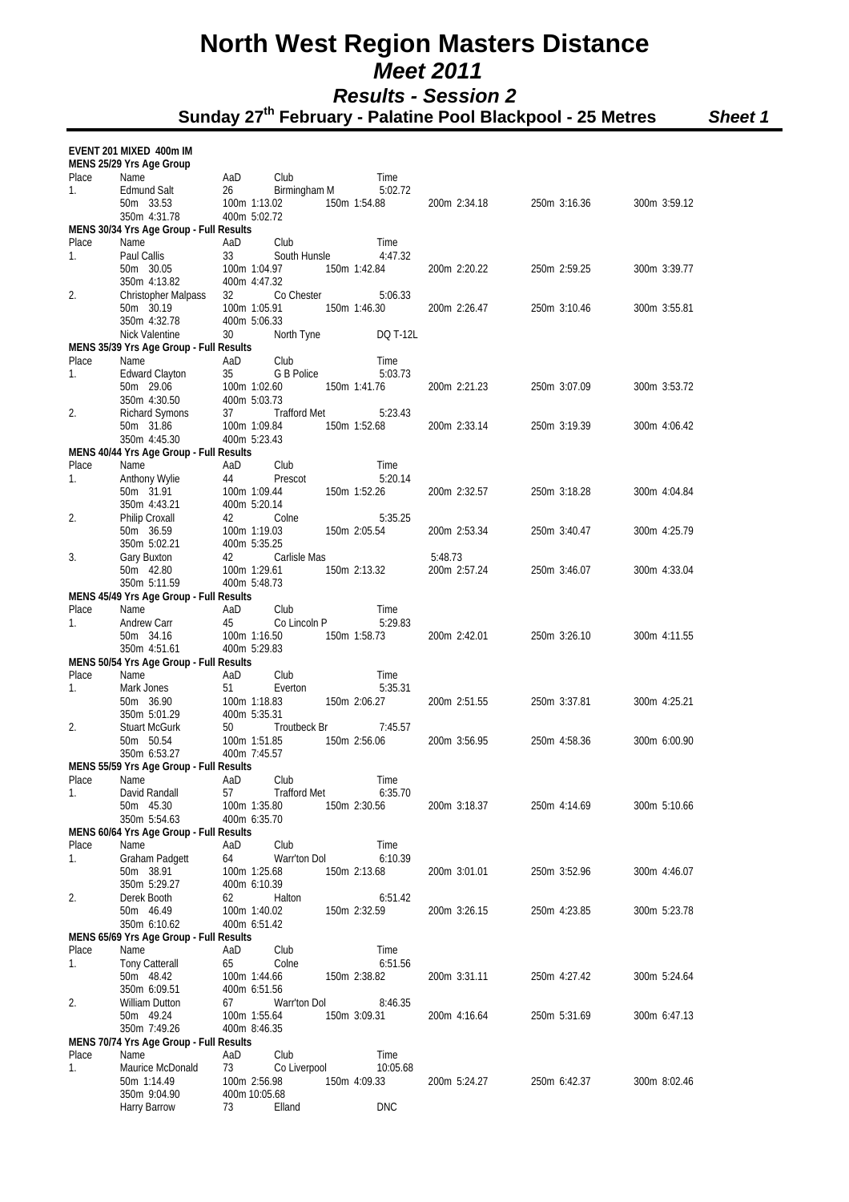# North West Region Masters Distance Meet 2011

## Results - Session 2

### Sunday 27th February - Palatine Pool Blackpool - 25 Metres

*Sheet 1*

**EVENT 201 MIXED 400m IM**

**MENS 25/29 Yrs Age Group**

| Place | Name | AaD | Club | Time | | | |
|---|---|---|---|---|---|---|---|
| 1. | Edmund Salt | 26 | Birmingham M | 5:02.72 | | | |
| | 50m 33.53 | 100m 1:13.02 | 150m 1:54.88 | | 200m 2:34.18 | 250m 3:16.36 | 300m 3:59.12 |
| | 350m 4:31.78 | 400m 5:02.72 | | | | | |

**MENS 30/34 Yrs Age Group - Full Results**

| Place | Name | AaD | Club | Time | | | |
|---|---|---|---|---|---|---|---|
| 1. | Paul Callis | 33 | South Hunsle | 4:47.32 | | | |
| | 50m 30.05 | 100m 1:04.97 | 150m 1:42.84 | | 200m 2:20.22 | 250m 2:59.25 | 300m 3:39.77 |
| | 350m 4:13.82 | 400m 4:47.32 | | | | | |
| 2. | Christopher Malpass | 32 | Co Chester | 5:06.33 | | | |
| | 50m 30.19 | 100m 1:05.91 | 150m 1:46.30 | | 200m 2:26.47 | 250m 3:10.46 | 300m 3:55.81 |
| | 350m 4:32.78 | 400m 5:06.33 | | | | | |
| | Nick Valentine | 30 | North Tyne | DQ T-12L | | | |

**MENS 35/39 Yrs Age Group - Full Results**

| Place | Name | AaD | Club | Time | | | |
|---|---|---|---|---|---|---|---|
| 1. | Edward Clayton | 35 | G B Police | 5:03.73 | | | |
| | 50m 29.06 | 100m 1:02.60 | 150m 1:41.76 | | 200m 2:21.23 | 250m 3:07.09 | 300m 3:53.72 |
| | 350m 4:30.50 | 400m 5:03.73 | | | | | |
| 2. | Richard Symons | 37 | Trafford Met | 5:23.43 | | | |
| | 50m 31.86 | 100m 1:09.84 | 150m 1:52.68 | | 200m 2:33.14 | 250m 3:19.39 | 300m 4:06.42 |
| | 350m 4:45.30 | 400m 5:23.43 | | | | | |

**MENS 40/44 Yrs Age Group - Full Results**

| Place | Name | AaD | Club | Time | | | |
|---|---|---|---|---|---|---|---|
| 1. | Anthony Wylie | 44 | Prescot | 5:20.14 | | | |
| | 50m 31.91 | 100m 1:09.44 | 150m 1:52.26 | | 200m 2:32.57 | 250m 3:18.28 | 300m 4:04.84 |
| | 350m 4:43.21 | 400m 5:20.14 | | | | | |
| 2. | Philip Croxall | 42 | Colne | 5:35.25 | | | |
| | 50m 36.59 | 100m 1:19.03 | 150m 2:05.54 | | 200m 2:53.34 | 250m 3:40.47 | 300m 4:25.79 |
| | 350m 5:02.21 | 400m 5:35.25 | | | | | |
| 3. | Gary Buxton | 42 | Carlisle Mas | | 5:48.73 | | |
| | 50m 42.80 | 100m 1:29.61 | 150m 2:13.32 | | 200m 2:57.24 | 250m 3:46.07 | 300m 4:33.04 |
| | 350m 5:11.59 | 400m 5:48.73 | | | | | |

**MENS 45/49 Yrs Age Group - Full Results**

| Place | Name | AaD | Club | Time | | | |
|---|---|---|---|---|---|---|---|
| 1. | Andrew Carr | 45 | Co Lincoln P | 5:29.83 | | | |
| | 50m 34.16 | 100m 1:16.50 | 150m 1:58.73 | | 200m 2:42.01 | 250m 3:26.10 | 300m 4:11.55 |
| | 350m 4:51.61 | 400m 5:29.83 | | | | | |

**MENS 50/54 Yrs Age Group - Full Results**

| Place | Name | AaD | Club | Time | | | |
|---|---|---|---|---|---|---|---|
| 1. | Mark Jones | 51 | Everton | 5:35.31 | | | |
| | 50m 36.90 | 100m 1:18.83 | 150m 2:06.27 | | 200m 2:51.55 | 250m 3:37.81 | 300m 4:25.21 |
| | 350m 5:01.29 | 400m 5:35.31 | | | | | |
| 2. | Stuart McGurk | 50 | Troutbeck Br | 7:45.57 | | | |
| | 50m 50.54 | 100m 1:51.85 | 150m 2:56.06 | | 200m 3:56.95 | 250m 4:58.36 | 300m 6:00.90 |
| | 350m 6:53.27 | 400m 7:45.57 | | | | | |

**MENS 55/59 Yrs Age Group - Full Results**

| Place | Name | AaD | Club | Time | | | |
|---|---|---|---|---|---|---|---|
| 1. | David Randall | 57 | Trafford Met | 6:35.70 | | | |
| | 50m 45.30 | 100m 1:35.80 | 150m 2:30.56 | | 200m 3:18.37 | 250m 4:14.69 | 300m 5:10.66 |
| | 350m 5:54.63 | 400m 6:35.70 | | | | | |

**MENS 60/64 Yrs Age Group - Full Results**

| Place | Name | AaD | Club | Time | | | |
|---|---|---|---|---|---|---|---|
| 1. | Graham Padgett | 64 | Warr'ton Dol | 6:10.39 | | | |
| | 50m 38.91 | 100m 1:25.68 | 150m 2:13.68 | | 200m 3:01.01 | 250m 3:52.96 | 300m 4:46.07 |
| | 350m 5:29.27 | 400m 6:10.39 | | | | | |
| 2. | Derek Booth | 62 | Halton | 6:51.42 | | | |
| | 50m 46.49 | 100m 1:40.02 | 150m 2:32.59 | | 200m 3:26.15 | 250m 4:23.85 | 300m 5:23.78 |
| | 350m 6:10.62 | 400m 6:51.42 | | | | | |

**MENS 65/69 Yrs Age Group - Full Results**

| Place | Name | AaD | Club | Time | | | |
|---|---|---|---|---|---|---|---|
| 1. | Tony Catterall | 65 | Colne | 6:51.56 | | | |
| | 50m 48.42 | 100m 1:44.66 | 150m 2:38.82 | | 200m 3:31.11 | 250m 4:27.42 | 300m 5:24.64 |
| | 350m 6:09.51 | 400m 6:51.56 | | | | | |
| 2. | William Dutton | 67 | Warr'ton Dol | 8:46.35 | | | |
| | 50m 49.24 | 100m 1:55.64 | 150m 3:09.31 | | 200m 4:16.64 | 250m 5:31.69 | 300m 6:47.13 |
| | 350m 7:49.26 | 400m 8:46.35 | | | | | |

**MENS 70/74 Yrs Age Group - Full Results**

| Place | Name | AaD | Club | Time | | | |
|---|---|---|---|---|---|---|---|
| 1. | Maurice McDonald | 73 | Co Liverpool | 10:05.68 | | | |
| | 50m 1:14.49 | 100m 2:56.98 | 150m 4:09.33 | | 200m 5:24.27 | 250m 6:42.37 | 300m 8:02.46 |
| | 350m 9:04.90 | 400m 10:05.68 | | | | | |
| | Harry Barrow | 73 | Elland | DNC | | | |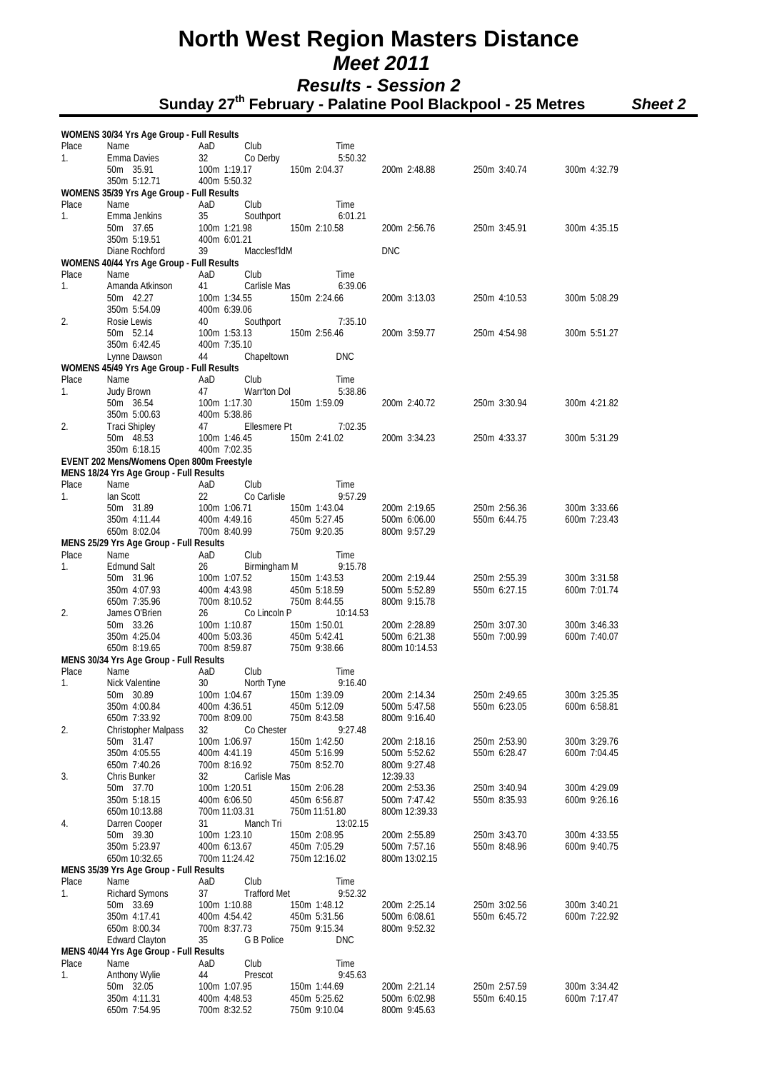# North West Region Masters Distance Meet 2011

## Results - Session 2

### Sunday 27th February - Palatine Pool Blackpool - 25 Metres

***Sheet 2***

**WOMENS 30/34 Yrs Age Group - Full Results**

| Place | Name | AaD | Club | Time | | | |
|---|---|---|---|---|---|---|---|
| 1. | Emma Davies | 32 | Co Derby | 5:50.32 | | | |
| | 50m 35.91 | 100m 1:19.17 | 150m 2:04.37 | | 200m 2:48.88 | 250m 3:40.74 | 300m 4:32.79 |
| | 350m 5:12.71 | 400m 5:50.32 | | | | | |

**WOMENS 35/39 Yrs Age Group - Full Results**

| Place | Name | AaD | Club | Time | | | |
|---|---|---|---|---|---|---|---|
| 1. | Emma Jenkins | 35 | Southport | 6:01.21 | | | |
| | 50m 37.65 | 100m 1:21.98 | 150m 2:10.58 | | 200m 2:56.76 | 250m 3:45.91 | 300m 4:35.15 |
| | 350m 5:19.51 | 400m 6:01.21 | | | | | |
| | Diane Rochford | 39 | Macclesf'ldM | | DNC | | |

**WOMENS 40/44 Yrs Age Group - Full Results**

| Place | Name | AaD | Club | Time | | | |
|---|---|---|---|---|---|---|---|
| 1. | Amanda Atkinson | 41 | Carlisle Mas | 6:39.06 | | | |
| | 50m 42.27 | 100m 1:34.55 | 150m 2:24.66 | | 200m 3:13.03 | 250m 4:10.53 | 300m 5:08.29 |
| | 350m 5:54.09 | 400m 6:39.06 | | | | | |
| 2. | Rosie Lewis | 40 | Southport | 7:35.10 | | | |
| | 50m 52.14 | 100m 1:53.13 | 150m 2:56.46 | | 200m 3:59.77 | 250m 4:54.98 | 300m 5:51.27 |
| | 350m 6:42.45 | 400m 7:35.10 | | | | | |
| | Lynne Dawson | 44 | Chapeltown | DNC | | | |

**WOMENS 45/49 Yrs Age Group - Full Results**

| Place | Name | AaD | Club | Time | | | |
|---|---|---|---|---|---|---|---|
| 1. | Judy Brown | 47 | Warr'ton Dol | 5:38.86 | | | |
| | 50m 36.54 | 100m 1:17.30 | 150m 1:59.09 | | 200m 2:40.72 | 250m 3:30.94 | 300m 4:21.82 |
| | 350m 5:00.63 | 400m 5:38.86 | | | | | |
| 2. | Traci Shipley | 47 | Ellesmere Pt | 7:02.35 | | | |
| | 50m 48.53 | 100m 1:46.45 | 150m 2:41.02 | | 200m 3:34.23 | 250m 4:33.37 | 300m 5:31.29 |
| | 350m 6:18.15 | 400m 7:02.35 | | | | | |

**EVENT 202 Mens/Womens Open 800m Freestyle**

**MENS 18/24 Yrs Age Group - Full Results**

| Place | Name | AaD | Club | Time | | |
|---|---|---|---|---|---|---|
| 1. | Ian Scott | 22 | Co Carlisle | 9:57.29 | | |
| | 50m 31.89 | 100m 1:06.71 | 150m 1:43.04 | 200m 2:19.65 | 250m 2:56.36 | 300m 3:33.66 |
| | 350m 4:11.44 | 400m 4:49.16 | 450m 5:27.45 | 500m 6:06.00 | 550m 6:44.75 | 600m 7:23.43 |
| | 650m 8:02.04 | 700m 8:40.99 | 750m 9:20.35 | 800m 9:57.29 | | |

**MENS 25/29 Yrs Age Group - Full Results**

| Place | Name | AaD | Club | Time | | |
|---|---|---|---|---|---|---|
| 1. | Edmund Salt | 26 | Birmingham M | 9:15.78 | | |
| | 50m 31.96 | 100m 1:07.52 | 150m 1:43.53 | 200m 2:19.44 | 250m 2:55.39 | 300m 3:31.58 |
| | 350m 4:07.93 | 400m 4:43.98 | 450m 5:18.59 | 500m 5:52.89 | 550m 6:27.15 | 600m 7:01.74 |
| | 650m 7:35.96 | 700m 8:10.52 | 750m 8:44.55 | 800m 9:15.78 | | |
| 2. | James O'Brien | 26 | Co Lincoln P | 10:14.53 | | |
| | 50m 33.26 | 100m 1:10.87 | 150m 1:50.01 | 200m 2:28.89 | 250m 3:07.30 | 300m 3:46.33 |
| | 350m 4:25.04 | 400m 5:03.36 | 450m 5:42.41 | 500m 6:21.38 | 550m 7:00.99 | 600m 7:40.07 |
| | 650m 8:19.65 | 700m 8:59.87 | 750m 9:38.66 | 800m 10:14.53 | | |

**MENS 30/34 Yrs Age Group - Full Results**

| Place | Name | AaD | Club | Time | | |
|---|---|---|---|---|---|---|
| 1. | Nick Valentine | 30 | North Tyne | 9:16.40 | | |
| | 50m 30.89 | 100m 1:04.67 | 150m 1:39.09 | 200m 2:14.34 | 250m 2:49.65 | 300m 3:25.35 |
| | 350m 4:00.84 | 400m 4:36.51 | 450m 5:12.09 | 500m 5:47.58 | 550m 6:23.05 | 600m 6:58.81 |
| | 650m 7:33.92 | 700m 8:09.00 | 750m 8:43.58 | 800m 9:16.40 | | |
| 2. | Christopher Malpass | 32 | Co Chester | 9:27.48 | | |
| | 50m 31.47 | 100m 1:06.97 | 150m 1:42.50 | 200m 2:18.16 | 250m 2:53.90 | 300m 3:29.76 |
| | 350m 4:05.55 | 400m 4:41.19 | 450m 5:16.99 | 500m 5:52.62 | 550m 6:28.47 | 600m 7:04.45 |
| | 650m 7:40.26 | 700m 8:16.92 | 750m 8:52.70 | 800m 9:27.48 | | |
| 3. | Chris Bunker | 32 | Carlisle Mas | 12:39.33 | | |
| | 50m 37.70 | 100m 1:20.51 | 150m 2:06.28 | 200m 2:53.36 | 250m 3:40.94 | 300m 4:29.09 |
| | 350m 5:18.15 | 400m 6:06.50 | 450m 6:56.87 | 500m 7:47.42 | 550m 8:35.93 | 600m 9:26.16 |
| | 650m 10:13.88 | 700m 11:03.31 | 750m 11:51.80 | 800m 12:39.33 | | |
| 4. | Darren Cooper | 31 | Manch Tri | 13:02.15 | | |
| | 50m 39.30 | 100m 1:23.10 | 150m 2:08.95 | 200m 2:55.89 | 250m 3:43.70 | 300m 4:33.55 |
| | 350m 5:23.97 | 400m 6:13.67 | 450m 7:05.29 | 500m 7:57.16 | 550m 8:48.96 | 600m 9:40.75 |
| | 650m 10:32.65 | 700m 11:24.42 | 750m 12:16.02 | 800m 13:02.15 | | |

**MENS 35/39 Yrs Age Group - Full Results**

| Place | Name | AaD | Club | Time | | |
|---|---|---|---|---|---|---|
| 1. | Richard Symons | 37 | Trafford Met | 9:52.32 | | |
| | 50m 33.69 | 100m 1:10.88 | 150m 1:48.12 | 200m 2:25.14 | 250m 3:02.56 | 300m 3:40.21 |
| | 350m 4:17.41 | 400m 4:54.42 | 450m 5:31.56 | 500m 6:08.61 | 550m 6:45.72 | 600m 7:22.92 |
| | 650m 8:00.34 | 700m 8:37.73 | 750m 9:15.34 | 800m 9:52.32 | | |
| | Edward Clayton | 35 | G B Police | DNC | | |

**MENS 40/44 Yrs Age Group - Full Results**

| Place | Name | AaD | Club | Time | | |
|---|---|---|---|---|---|---|
| 1. | Anthony Wylie | 44 | Prescot | 9:45.63 | | |
| | 50m 32.05 | 100m 1:07.95 | 150m 1:44.69 | 200m 2:21.14 | 250m 2:57.59 | 300m 3:34.42 |
| | 350m 4:11.31 | 400m 4:48.53 | 450m 5:25.62 | 500m 6:02.98 | 550m 6:40.15 | 600m 7:17.47 |
| | 650m 7:54.95 | 700m 8:32.52 | 750m 9:10.04 | 800m 9:45.63 | | |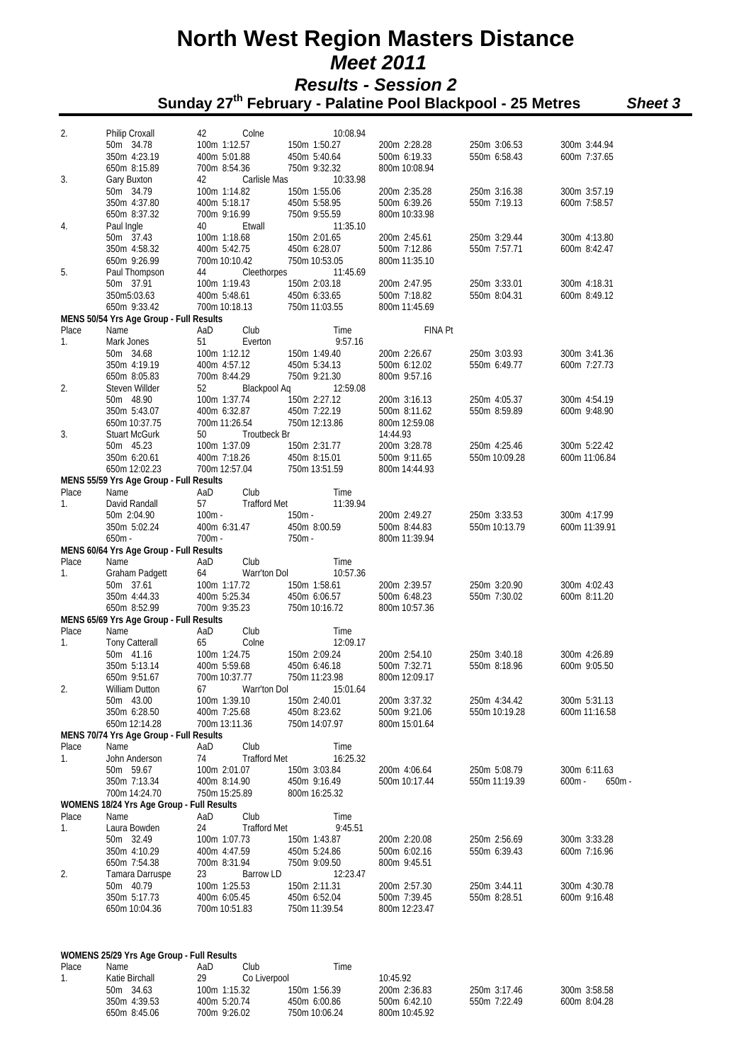# North West Region Masters Distance *Meet 2011*

## *Results - Session 2*

### Sunday 27th February - Palatine Pool Blackpool - 25 Metres *Sheet 3*

| | | | | | | | |
|---|---|---|---|---|---|---|---|
| 2. | Philip Croxall | 42 | Colne | 10:08.94 | | | |
| | 50m 34.78 | 100m 1:12.57 | 150m 1:50.27 | 200m 2:28.28 | 250m 3:06.53 | 300m 3:44.94 | |
| | 350m 4:23.19 | 400m 5:01.88 | 450m 5:40.64 | 500m 6:19.33 | 550m 6:58.43 | 600m 7:37.65 | |
| | 650m 8:15.89 | 700m 8:54.36 | 750m 9:32.32 | 800m 10:08.94 | | | |
| 3. | Gary Buxton | 42 | Carlisle Mas | 10:33.98 | | | |
| | 50m 34.79 | 100m 1:14.82 | 150m 1:55.06 | 200m 2:35.28 | 250m 3:16.38 | 300m 3:57.19 | |
| | 350m 4:37.80 | 400m 5:18.17 | 450m 5:58.95 | 500m 6:39.26 | 550m 7:19.13 | 600m 7:58.57 | |
| | 650m 8:37.32 | 700m 9:16.99 | 750m 9:55.59 | 800m 10:33.98 | | | |
| 4. | Paul Ingle | 40 | Etwall | 11:35.10 | | | |
| | 50m 37.43 | 100m 1:18.68 | 150m 2:01.65 | 200m 2:45.61 | 250m 3:29.44 | 300m 4:13.80 | |
| | 350m 4:58.32 | 400m 5:42.75 | 450m 6:28.07 | 500m 7:12.86 | 550m 7:57.71 | 600m 8:42.47 | |
| | 650m 9:26.99 | 700m 10:10.42 | 750m 10:53.05 | 800m 11:35.10 | | | |
| 5. | Paul Thompson | 44 | Cleethorpes | 11:45.69 | | | |
| | 50m 37.91 | 100m 1:19.43 | 150m 2:03.18 | 200m 2:47.95 | 250m 3:33.01 | 300m 4:18.31 | |
| | 350m5:03.63 | 400m 5:48.61 | 450m 6:33.65 | 500m 7:18.82 | 550m 8:04.31 | 600m 8:49.12 | |
| | 650m 9:33.42 | 700m 10:18.13 | 750m 11:03.55 | 800m 11:45.69 | | | |

**MENS 50/54 Yrs Age Group - Full Results**

| Place | Name | AaD | Club | Time | FINA Pt | | |
|---|---|---|---|---|---|---|---|
| 1. | Mark Jones | 51 | Everton | 9:57.16 | | | |
| | 50m 34.68 | 100m 1:12.12 | 150m 1:49.40 | 200m 2:26.67 | 250m 3:03.93 | 300m 3:41.36 | |
| | 350m 4:19.19 | 400m 4:57.12 | 450m 5:34.13 | 500m 6:12.02 | 550m 6:49.77 | 600m 7:27.73 | |
| | 650m 8:05.83 | 700m 8:44.29 | 750m 9:21.30 | 800m 9:57.16 | | | |
| 2. | Steven Willder | 52 | Blackpool Aq | 12:59.08 | | | |
| | 50m 48.90 | 100m 1:37.74 | 150m 2:27.12 | 200m 3:16.13 | 250m 4:05.37 | 300m 4:54.19 | |
| | 350m 5:43.07 | 400m 6:32.87 | 450m 7:22.19 | 500m 8:11.62 | 550m 8:59.89 | 600m 9:48.90 | |
| | 650m 10:37.75 | 700m 11:26.54 | 750m 12:13.86 | 800m 12:59.08 | | | |
| 3. | Stuart McGurk | 50 | Troutbeck Br | | 14:44.93 | | |
| | 50m 45.23 | 100m 1:37.09 | 150m 2:31.77 | 200m 3:28.78 | 250m 4:25.46 | 300m 5:22.42 | |
| | 350m 6:20.61 | 400m 7:18.26 | 450m 8:15.01 | 500m 9:11.65 | 550m 10:09.28 | 600m 11:06.84 | |
| | 650m 12:02.23 | 700m 12:57.04 | 750m 13:51.59 | 800m 14:44.93 | | | |

**MENS 55/59 Yrs Age Group - Full Results**

| Place | Name | AaD | Club | Time | | | |
|---|---|---|---|---|---|---|---|
| 1. | David Randall | 57 | Trafford Met | 11:39.94 | | | |
| | 50m 2:04.90 | 100m - | 150m - | 200m 2:49.27 | 250m 3:33.53 | 300m 4:17.99 | |
| | 350m 5:02.24 | 400m 6:31.47 | 450m 8:00.59 | 500m 8:44.83 | 550m 10:13.79 | 600m 11:39.91 | |
| | 650m - | 700m - | 750m - | 800m 11:39.94 | | | |

**MENS 60/64 Yrs Age Group - Full Results**

| Place | Name | AaD | Club | Time | | | |
|---|---|---|---|---|---|---|---|
| 1. | Graham Padgett | 64 | Warr'ton Dol | 10:57.36 | | | |
| | 50m 37.61 | 100m 1:17.72 | 150m 1:58.61 | 200m 2:39.57 | 250m 3:20.90 | 300m 4:02.43 | |
| | 350m 4:44.33 | 400m 5:25.34 | 450m 6:06.57 | 500m 6:48.23 | 550m 7:30.02 | 600m 8:11.20 | |
| | 650m 8:52.99 | 700m 9:35.23 | 750m 10:16.72 | 800m 10:57.36 | | | |

**MENS 65/69 Yrs Age Group - Full Results**

| Place | Name | AaD | Club | Time | | | |
|---|---|---|---|---|---|---|---|
| 1. | Tony Catterall | 65 | Colne | 12:09.17 | | | |
| | 50m 41.16 | 100m 1:24.75 | 150m 2:09.24 | 200m 2:54.10 | 250m 3:40.18 | 300m 4:26.89 | |
| | 350m 5:13.14 | 400m 5:59.68 | 450m 6:46.18 | 500m 7:32.71 | 550m 8:18.96 | 600m 9:05.50 | |
| | 650m 9:51.67 | 700m 10:37.77 | 750m 11:23.98 | 800m 12:09.17 | | | |
| 2. | William Dutton | 67 | Warr'ton Dol | 15:01.64 | | | |
| | 50m 43.00 | 100m 1:39.10 | 150m 2:40.01 | 200m 3:37.32 | 250m 4:34.42 | 300m 5:31.13 | |
| | 350m 6:28.50 | 400m 7:25.68 | 450m 8:23.62 | 500m 9:21.06 | 550m 10:19.28 | 600m 11:16.58 | |
| | 650m 12:14.28 | 700m 13:11.36 | 750m 14:07.97 | 800m 15:01.64 | | | |

**MENS 70/74 Yrs Age Group - Full Results**

| Place | Name | AaD | Club | Time | | | |
|---|---|---|---|---|---|---|---|
| 1. | John Anderson | 74 | Trafford Met | 16:25.32 | | | |
| | 50m 59.67 | 100m 2:01.07 | 150m 3:03.84 | 200m 4:06.64 | 250m 5:08.79 | 300m 6:11.63 | |
| | 350m 7:13.34 | 400m 8:14.90 | 450m 9:16.49 | 500m 10:17.44 | 550m 11:19.39 | 600m - | 650m - |
| | 700m 14:24.70 | 750m 15:25.89 | 800m 16:25.32 | | | | |

**WOMENS 18/24 Yrs Age Group - Full Results**

| Place | Name | AaD | Club | Time | | | |
|---|---|---|---|---|---|---|---|
| 1. | Laura Bowden | 24 | Trafford Met | 9:45.51 | | | |
| | 50m 32.49 | 100m 1:07.73 | 150m 1:43.87 | 200m 2:20.08 | 250m 2:56.69 | 300m 3:33.28 | |
| | 350m 4:10.29 | 400m 4:47.59 | 450m 5:24.86 | 500m 6:02.16 | 550m 6:39.43 | 600m 7:16.96 | |
| | 650m 7:54.38 | 700m 8:31.94 | 750m 9:09.50 | 800m 9:45.51 | | | |
| 2. | Tamara Darruspe | 23 | Barrow LD | 12:23.47 | | | |
| | 50m 40.79 | 100m 1:25.53 | 150m 2:11.31 | 200m 2:57.30 | 250m 3:44.11 | 300m 4:30.78 | |
| | 350m 5:17.73 | 400m 6:05.45 | 450m 6:52.04 | 500m 7:39.45 | 550m 8:28.51 | 600m 9:16.48 | |
| | 650m 10:04.36 | 700m 10:51.83 | 750m 11:39.54 | 800m 12:23.47 | | | |

**WOMENS 25/29 Yrs Age Group - Full Results**

| Place | Name | AaD | Club | Time | | | |
|---|---|---|---|---|---|---|---|
| 1. | Katie Birchall | 29 | Co Liverpool | | 10:45.92 | | |
| | 50m 34.63 | 100m 1:15.32 | 150m 1:56.39 | 200m 2:36.83 | 250m 3:17.46 | 300m 3:58.58 | |
| | 350m 4:39.53 | 400m 5:20.74 | 450m 6:00.86 | 500m 6:42.10 | 550m 7:22.49 | 600m 8:04.28 | |
| | 650m 8:45.06 | 700m 9:26.02 | 750m 10:06.24 | 800m 10:45.92 | | | |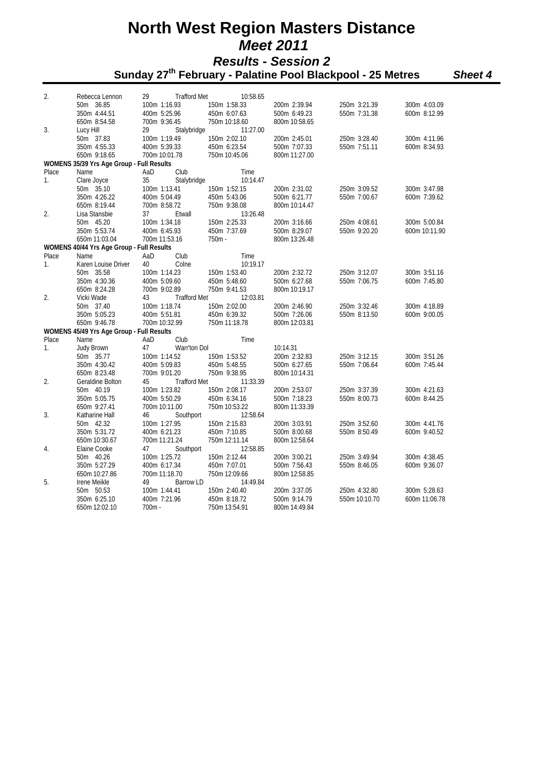# North West Region Masters Distance Meet 2011

## Results - Session 2

### Sunday 27th February - Palatine Pool Blackpool - 25 Metres

**Sheet 4**

| | | | | | | |
|---|---|---|---|---|---|---|
| 2. | Rebecca Lennon | 29 Trafford Met | 10:58.65 | | | |
| | 50m 36.85 | 100m 1:16.93 | 150m 1:58.33 | 200m 2:39.94 | 250m 3:21.39 | 300m 4:03.09 |
| | 350m 4:44.51 | 400m 5:25.96 | 450m 6:07.63 | 500m 6:49.23 | 550m 7:31.38 | 600m 8:12.99 |
| | 650m 8:54.58 | 700m 9:36.45 | 750m 10:18.60 | 800m 10:58.65 | | |
| 3. | Lucy Hill | 29 Stalybridge | 11:27.00 | | | |
| | 50m 37.83 | 100m 1:19.49 | 150m 2:02.10 | 200m 2:45.01 | 250m 3:28.40 | 300m 4:11.96 |
| | 350m 4:55.33 | 400m 5:39.33 | 450m 6:23.54 | 500m 7:07.33 | 550m 7:51.11 | 600m 8:34.93 |
| | 650m 9:18.65 | 700m 10:01.78 | 750m 10:45.06 | 800m 11:27.00 | | |

**WOMENS 35/39 Yrs Age Group - Full Results**

| Place | Name | AaD Club | Time | | | |
|---|---|---|---|---|---|---|
| 1. | Clare Joyce | 35 Stalybridge | 10:14.47 | | | |
| | 50m 35.10 | 100m 1:13.41 | 150m 1:52.15 | 200m 2:31.02 | 250m 3:09.52 | 300m 3:47.98 |
| | 350m 4:26.22 | 400m 5:04.49 | 450m 5:43.06 | 500m 6:21.77 | 550m 7:00.67 | 600m 7:39.62 |
| | 650m 8:19.44 | 700m 8:58.72 | 750m 9:38.08 | 800m 10:14.47 | | |
| 2. | Lisa Stansbie | 37 Etwall | 13:26.48 | | | |
| | 50m 45.20 | 100m 1:34.18 | 150m 2:25.33 | 200m 3:16.66 | 250m 4:08.61 | 300m 5:00.84 |
| | 350m 5:53.74 | 400m 6:45.93 | 450m 7:37.69 | 500m 8:29.07 | 550m 9:20.20 | 600m 10:11.90 |
| | 650m 11:03.04 | 700m 11:53.16 | 750m - | 800m 13:26.48 | | |

**WOMENS 40/44 Yrs Age Group - Full Results**

| Place | Name | AaD Club | Time | | | |
|---|---|---|---|---|---|---|
| 1. | Karen Louise Driver | 40 Colne | 10:19.17 | | | |
| | 50m 35.58 | 100m 1:14.23 | 150m 1:53.40 | 200m 2:32.72 | 250m 3:12.07 | 300m 3:51.16 |
| | 350m 4:30.36 | 400m 5:09.60 | 450m 5:48.60 | 500m 6:27.68 | 550m 7:06.75 | 600m 7:45.80 |
| | 650m 8:24.28 | 700m 9:02.89 | 750m 9:41.53 | 800m 10:19.17 | | |
| 2. | Vicki Wade | 43 Trafford Met | 12:03.81 | | | |
| | 50m 37.40 | 100m 1:18.74 | 150m 2:02.00 | 200m 2:46.90 | 250m 3:32.46 | 300m 4:18.89 |
| | 350m 5:05.23 | 400m 5:51.81 | 450m 6:39.32 | 500m 7:26.06 | 550m 8:13.50 | 600m 9:00.05 |
| | 650m 9:46.78 | 700m 10:32.99 | 750m 11:18.78 | 800m 12:03.81 | | |

**WOMENS 45/49 Yrs Age Group - Full Results**

| Place | Name | AaD Club | Time | | | |
|---|---|---|---|---|---|---|
| 1. | Judy Brown | 47 Warr'ton Dol | | 10:14.31 | | |
| | 50m 35.77 | 100m 1:14.52 | 150m 1:53.52 | 200m 2:32.83 | 250m 3:12.15 | 300m 3:51.26 |
| | 350m 4:30.42 | 400m 5:09.83 | 450m 5:48.55 | 500m 6:27.65 | 550m 7:06.64 | 600m 7:45.44 |
| | 650m 8:23.48 | 700m 9:01.20 | 750m 9:38.95 | 800m 10:14.31 | | |
| 2. | Geraldine Bolton | 45 Trafford Met | 11:33.39 | | | |
| | 50m 40.19 | 100m 1:23.82 | 150m 2:08.17 | 200m 2:53.07 | 250m 3:37.39 | 300m 4:21.63 |
| | 350m 5:05.75 | 400m 5:50.29 | 450m 6:34.16 | 500m 7:18.23 | 550m 8:00.73 | 600m 8:44.25 |
| | 650m 9:27.41 | 700m 10:11.00 | 750m 10:53.22 | 800m 11:33.39 | | |
| 3. | Katharine Hall | 46 Southport | 12:58.64 | | | |
| | 50m 42.32 | 100m 1:27.95 | 150m 2:15.83 | 200m 3:03.91 | 250m 3:52.60 | 300m 4:41.76 |
| | 350m 5:31.72 | 400m 6:21.23 | 450m 7:10.85 | 500m 8:00.68 | 550m 8:50.49 | 600m 9:40.52 |
| | 650m 10:30.67 | 700m 11:21.24 | 750m 12:11.14 | 800m 12:58.64 | | |
| 4. | Elaine Cooke | 47 Southport | 12:58.85 | | | |
| | 50m 40.26 | 100m 1:25.72 | 150m 2:12.44 | 200m 3:00.21 | 250m 3:49.94 | 300m 4:38.45 |
| | 350m 5:27.29 | 400m 6:17.34 | 450m 7:07.01 | 500m 7:56.43 | 550m 8:46.05 | 600m 9:36.07 |
| | 650m 10:27.86 | 700m 11:18.70 | 750m 12:09.66 | 800m 12:58.85 | | |
| 5. | Irene Meikle | 49 Barrow LD | 14:49.84 | | | |
| | 50m 50.53 | 100m 1:44.41 | 150m 2:40.40 | 200m 3:37.05 | 250m 4:32.80 | 300m 5:28.63 |
| | 350m 6:25.10 | 400m 7:21.96 | 450m 8:18.72 | 500m 9:14.79 | 550m 10:10.70 | 600m 11:06.78 |
| | 650m 12:02.10 | 700m - | 750m 13:54.91 | 800m 14:49.84 | | |